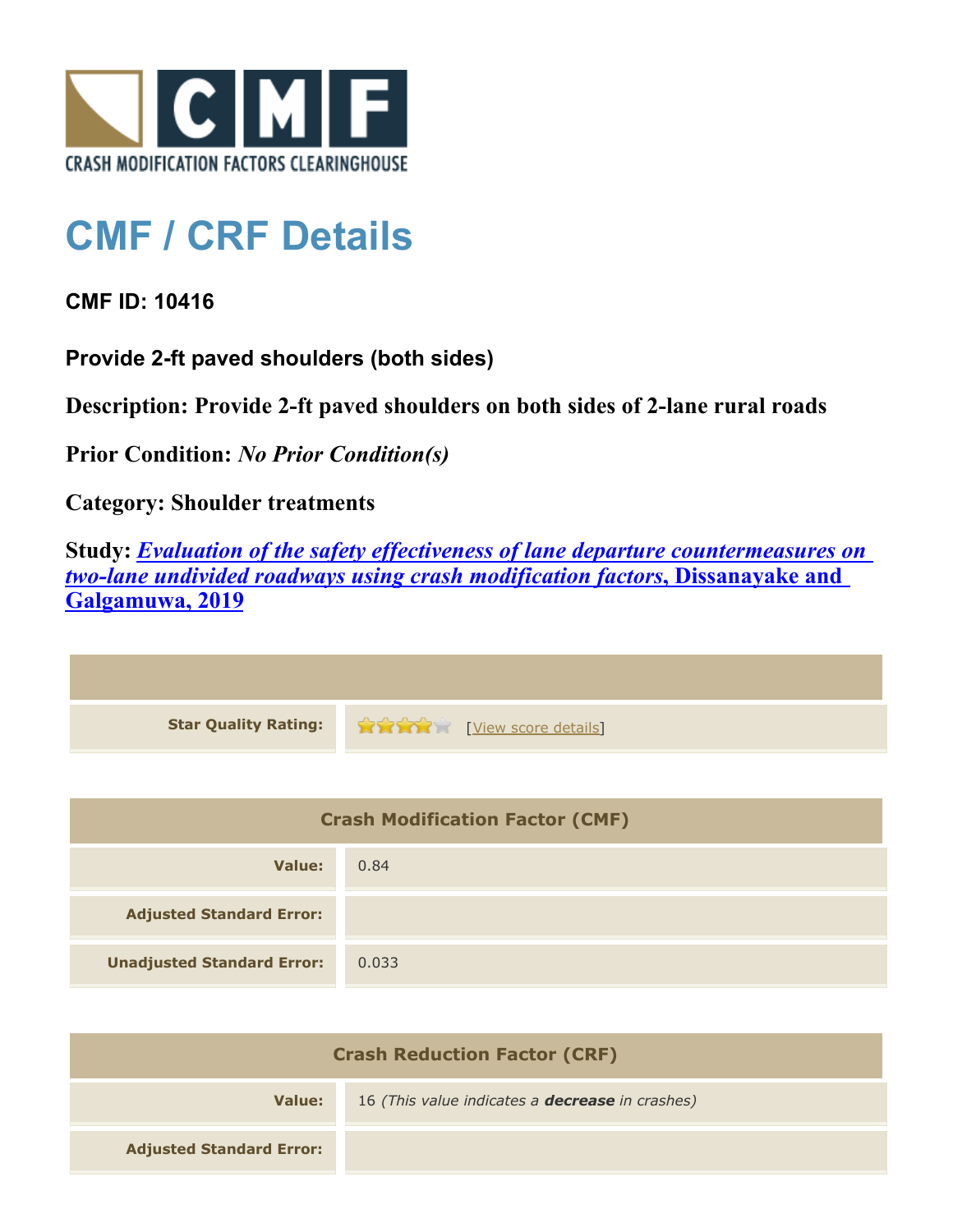CRASH MODIFICATION FACTORS CLEARINGHOUSE

# CMF / CRF Details

**CMF ID: 10416**

**Provide 2-ft paved shoulders (both sides)**

**Description: Provide 2-ft paved shoulders on both sides of 2-lane rural roads**

**Prior Condition:** ***No Prior Condition(s)***

**Category: Shoulder treatments**

**Study:** ***Evaluation of the safety effectiveness of lane departure countermeasures on two-lane undivided roadways using crash modification factors*, Dissanayake and Galgamuwa, 2019**

| | |
|---|---|
| **Star Quality Rating:** | 4 of 5 stars [View score details] |

| Crash Modification Factor (CMF) | |
|---|---|
| **Value:** | 0.84 |
| **Adjusted Standard Error:** | |
| **Unadjusted Standard Error:** | 0.033 |

| Crash Reduction Factor (CRF) | |
|---|---|
| **Value:** | 16 *(This value indicates a* ***decrease*** *in crashes)* |
| **Adjusted Standard Error:** | |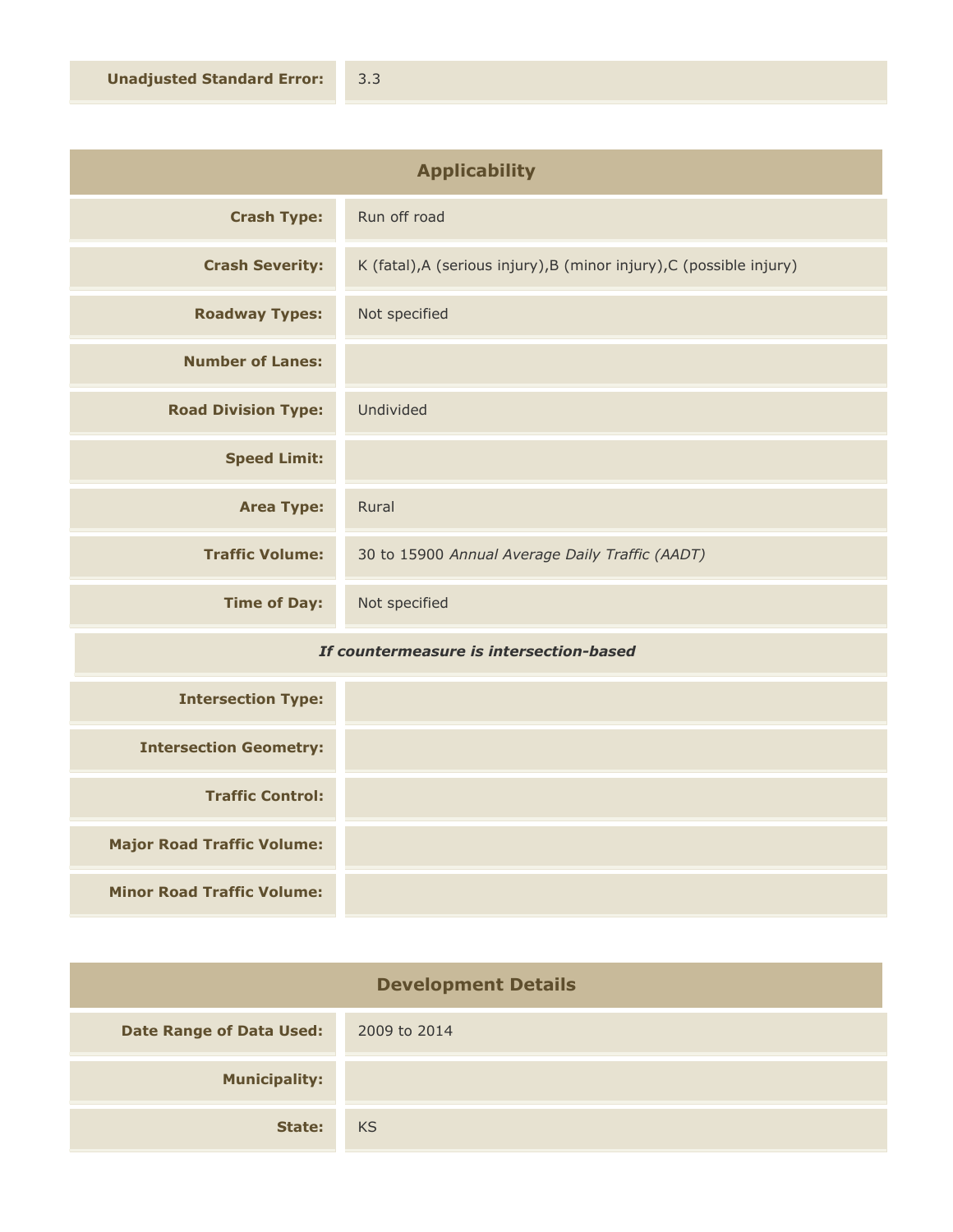| | |
|---|---|
| **Unadjusted Standard Error:** | 3.3 |

## Applicability

| | |
|---|---|
| **Crash Type:** | Run off road |
| **Crash Severity:** | K (fatal),A (serious injury),B (minor injury),C (possible injury) |
| **Roadway Types:** | Not specified |
| **Number of Lanes:** | |
| **Road Division Type:** | Undivided |
| **Speed Limit:** | |
| **Area Type:** | Rural |
| **Traffic Volume:** | 30 to 15900 *Annual Average Daily Traffic (AADT)* |
| **Time of Day:** | Not specified |
| ***If countermeasure is intersection-based*** | |
| **Intersection Type:** | |
| **Intersection Geometry:** | |
| **Traffic Control:** | |
| **Major Road Traffic Volume:** | |
| **Minor Road Traffic Volume:** | |

## Development Details

| | |
|---|---|
| **Date Range of Data Used:** | 2009 to 2014 |
| **Municipality:** | |
| **State:** | KS |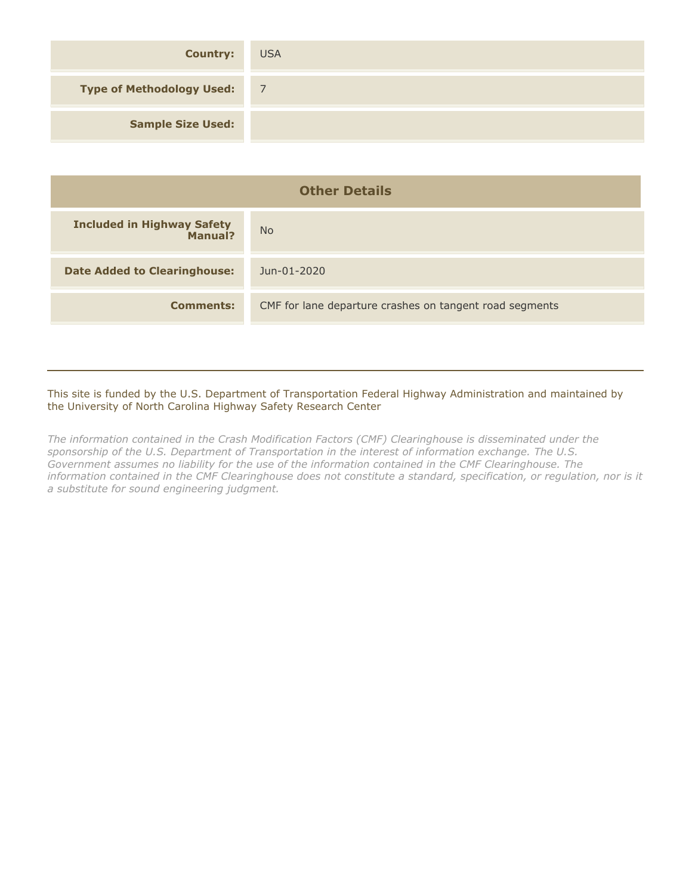| | |
|---|---|
| **Country:** | USA |
| **Type of Methodology Used:** | 7 |
| **Sample Size Used:** | |

## Other Details

| | |
|---|---|
| **Included in Highway Safety Manual?** | No |
| **Date Added to Clearinghouse:** | Jun-01-2020 |
| **Comments:** | CMF for lane departure crashes on tangent road segments |

---

This site is funded by the U.S. Department of Transportation Federal Highway Administration and maintained by the University of North Carolina Highway Safety Research Center

*The information contained in the Crash Modification Factors (CMF) Clearinghouse is disseminated under the sponsorship of the U.S. Department of Transportation in the interest of information exchange. The U.S. Government assumes no liability for the use of the information contained in the CMF Clearinghouse. The information contained in the CMF Clearinghouse does not constitute a standard, specification, or regulation, nor is it a substitute for sound engineering judgment.*